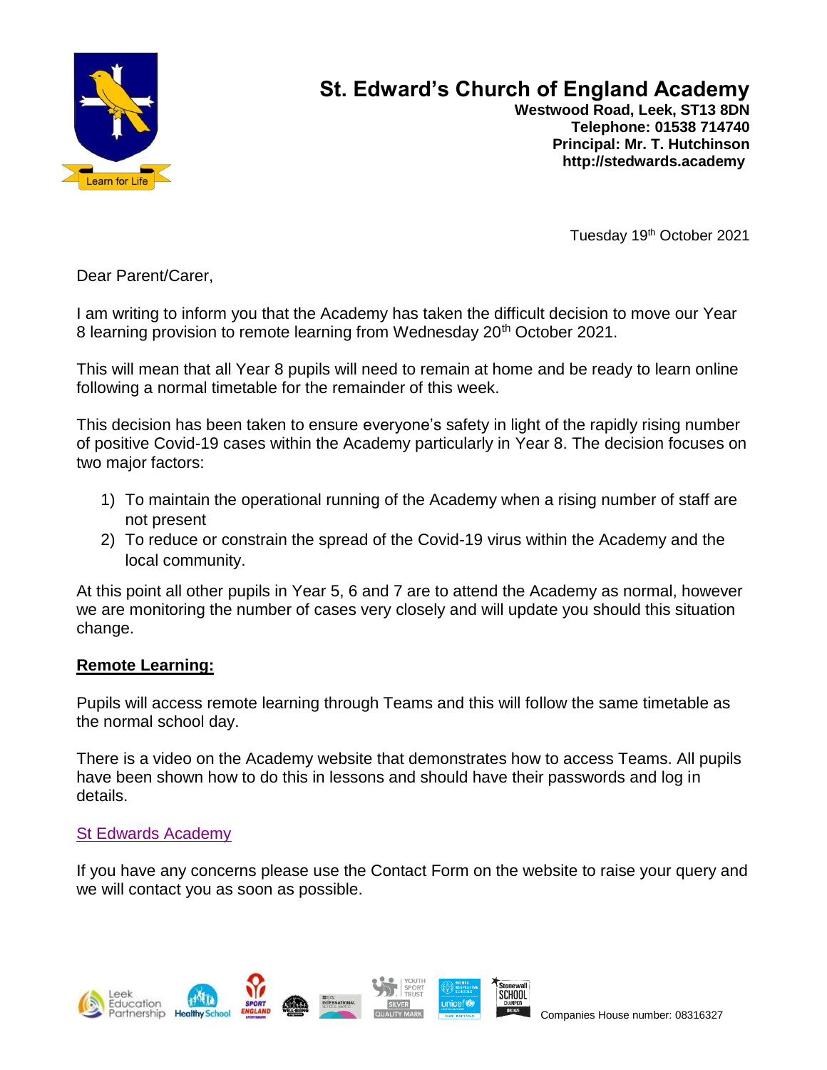# St. Edward's Church of England Academy

**Westwood Road, Leek, ST13 8DN**
**Telephone: 01538 714740**
**Principal: Mr. T. Hutchinson**
**http://stedwards.academy**

Tuesday 19th October 2021

Dear Parent/Carer,

I am writing to inform you that the Academy has taken the difficult decision to move our Year 8 learning provision to remote learning from Wednesday 20th October 2021.

This will mean that all Year 8 pupils will need to remain at home and be ready to learn online following a normal timetable for the remainder of this week.

This decision has been taken to ensure everyone's safety in light of the rapidly rising number of positive Covid-19 cases within the Academy particularly in Year 8. The decision focuses on two major factors:

1) To maintain the operational running of the Academy when a rising number of staff are not present
2) To reduce or constrain the spread of the Covid-19 virus within the Academy and the local community.

At this point all other pupils in Year 5, 6 and 7 are to attend the Academy as normal, however we are monitoring the number of cases very closely and will update you should this situation change.

**Remote Learning:**

Pupils will access remote learning through Teams and this will follow the same timetable as the normal school day.

There is a video on the Academy website that demonstrates how to access Teams. All pupils have been shown how to do this in lessons and should have their passwords and log in details.

St Edwards Academy

If you have any concerns please use the Contact Form on the website to raise your query and we will contact you as soon as possible.

Companies House number: 08316327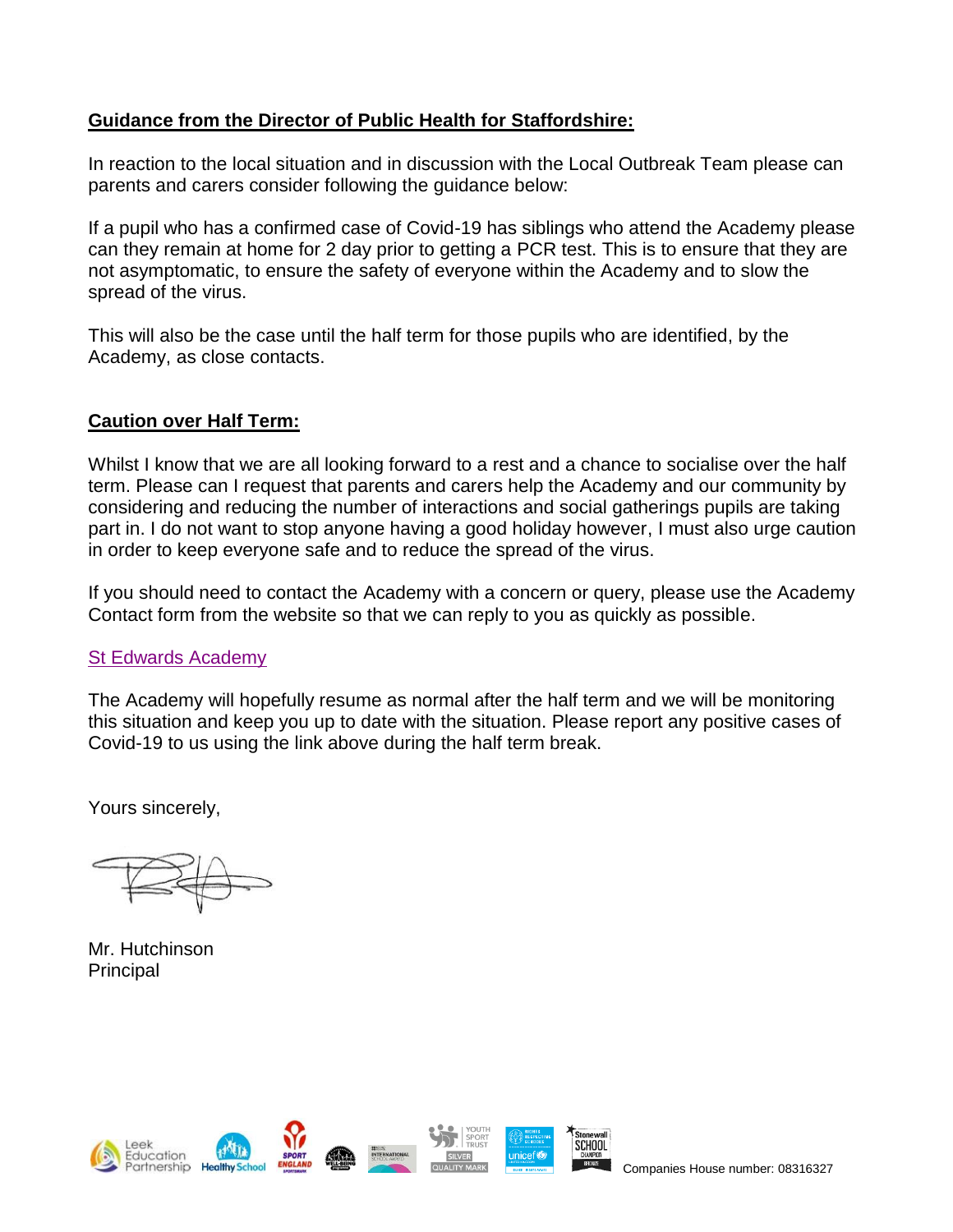**Guidance from the Director of Public Health for Staffordshire:**

In reaction to the local situation and in discussion with the Local Outbreak Team please can parents and carers consider following the guidance below:

If a pupil who has a confirmed case of Covid-19 has siblings who attend the Academy please can they remain at home for 2 day prior to getting a PCR test. This is to ensure that they are not asymptomatic, to ensure the safety of everyone within the Academy and to slow the spread of the virus.

This will also be the case until the half term for those pupils who are identified, by the Academy, as close contacts.

**Caution over Half Term:**

Whilst I know that we are all looking forward to a rest and a chance to socialise over the half term. Please can I request that parents and carers help the Academy and our community by considering and reducing the number of interactions and social gatherings pupils are taking part in. I do not want to stop anyone having a good holiday however, I must also urge caution in order to keep everyone safe and to reduce the spread of the virus.

If you should need to contact the Academy with a concern or query, please use the Academy Contact form from the website so that we can reply to you as quickly as possible.

St Edwards Academy

The Academy will hopefully resume as normal after the half term and we will be monitoring this situation and keep you up to date with the situation. Please report any positive cases of Covid-19 to us using the link above during the half term break.

Yours sincerely,

Mr. Hutchinson
Principal

Companies House number: 08316327